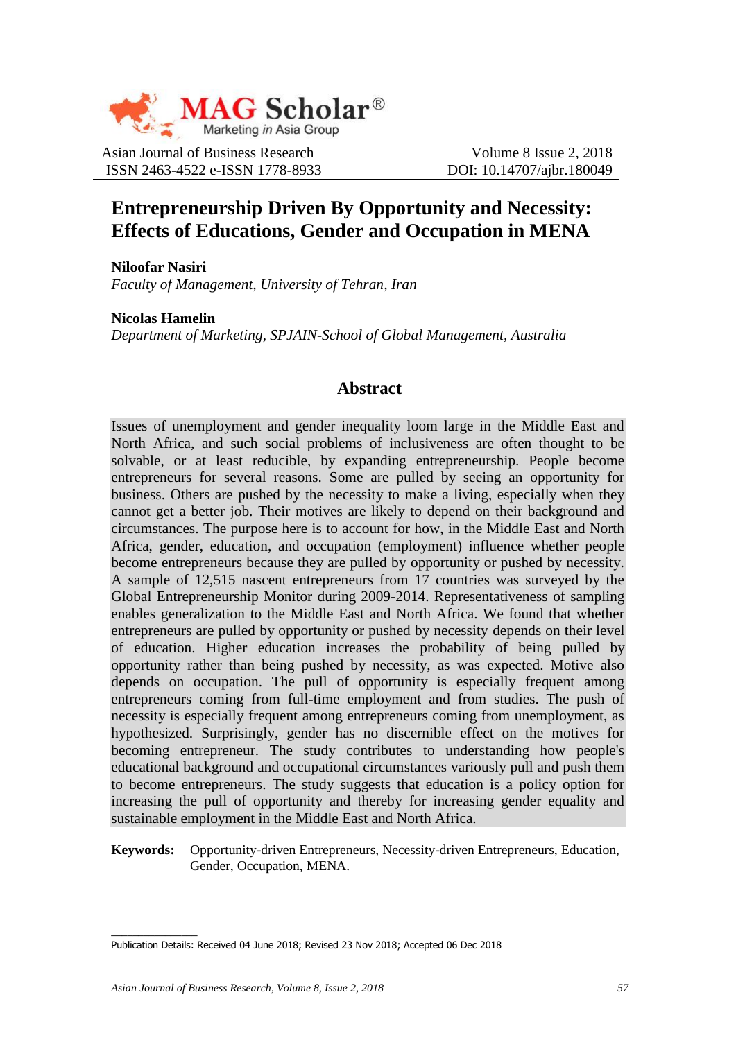Asian Journal of Business Research
ISSN 2463-4522 e-ISSN 1778-8933

Volume 8 Issue 2, 2018
DOI: 10.14707/ajbr.180049

# Entrepreneurship Driven By Opportunity and Necessity: Effects of Educations, Gender and Occupation in MENA

**Niloofar Nasiri**
*Faculty of Management, University of Tehran, Iran*

**Nicolas Hamelin**
*Department of Marketing, SPJAIN-School of Global Management, Australia*

## Abstract

Issues of unemployment and gender inequality loom large in the Middle East and North Africa, and such social problems of inclusiveness are often thought to be solvable, or at least reducible, by expanding entrepreneurship. People become entrepreneurs for several reasons. Some are pulled by seeing an opportunity for business. Others are pushed by the necessity to make a living, especially when they cannot get a better job. Their motives are likely to depend on their background and circumstances. The purpose here is to account for how, in the Middle East and North Africa, gender, education, and occupation (employment) influence whether people become entrepreneurs because they are pulled by opportunity or pushed by necessity. A sample of 12,515 nascent entrepreneurs from 17 countries was surveyed by the Global Entrepreneurship Monitor during 2009-2014. Representativeness of sampling enables generalization to the Middle East and North Africa. We found that whether entrepreneurs are pulled by opportunity or pushed by necessity depends on their level of education. Higher education increases the probability of being pulled by opportunity rather than being pushed by necessity, as was expected. Motive also depends on occupation. The pull of opportunity is especially frequent among entrepreneurs coming from full-time employment and from studies. The push of necessity is especially frequent among entrepreneurs coming from unemployment, as hypothesized. Surprisingly, gender has no discernible effect on the motives for becoming entrepreneur. The study contributes to understanding how people's educational background and occupational circumstances variously pull and push them to become entrepreneurs. The study suggests that education is a policy option for increasing the pull of opportunity and thereby for increasing gender equality and sustainable employment in the Middle East and North Africa.

**Keywords:** Opportunity-driven Entrepreneurs, Necessity-driven Entrepreneurs, Education, Gender, Occupation, MENA.

---

Publication Details: Received 04 June 2018; Revised 23 Nov 2018; Accepted 06 Dec 2018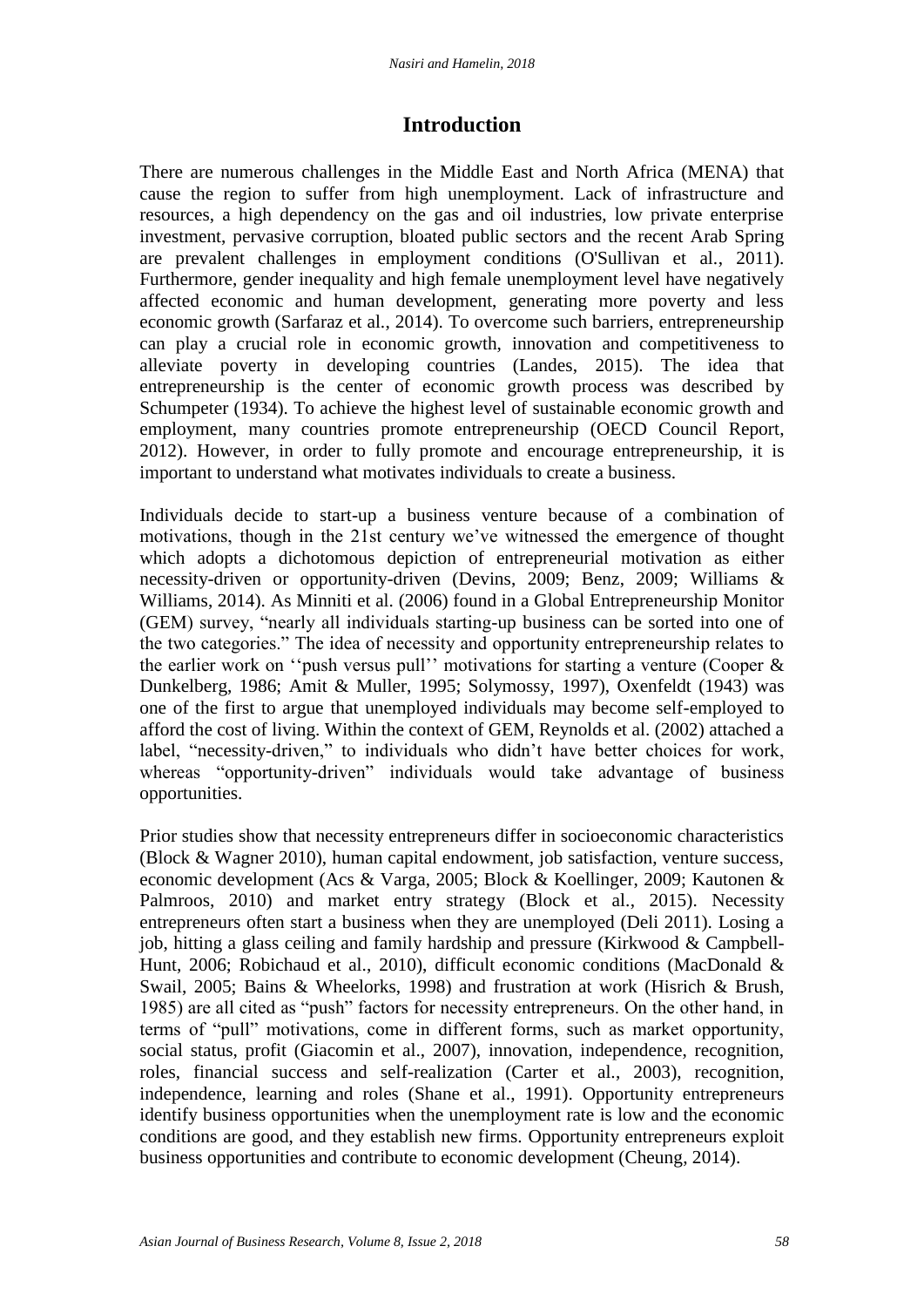## Introduction

There are numerous challenges in the Middle East and North Africa (MENA) that cause the region to suffer from high unemployment. Lack of infrastructure and resources, a high dependency on the gas and oil industries, low private enterprise investment, pervasive corruption, bloated public sectors and the recent Arab Spring are prevalent challenges in employment conditions (O'Sullivan et al., 2011). Furthermore, gender inequality and high female unemployment level have negatively affected economic and human development, generating more poverty and less economic growth (Sarfaraz et al., 2014). To overcome such barriers, entrepreneurship can play a crucial role in economic growth, innovation and competitiveness to alleviate poverty in developing countries (Landes, 2015). The idea that entrepreneurship is the center of economic growth process was described by Schumpeter (1934). To achieve the highest level of sustainable economic growth and employment, many countries promote entrepreneurship (OECD Council Report, 2012). However, in order to fully promote and encourage entrepreneurship, it is important to understand what motivates individuals to create a business.

Individuals decide to start-up a business venture because of a combination of motivations, though in the 21st century we've witnessed the emergence of thought which adopts a dichotomous depiction of entrepreneurial motivation as either necessity-driven or opportunity-driven (Devins, 2009; Benz, 2009; Williams & Williams, 2014). As Minniti et al. (2006) found in a Global Entrepreneurship Monitor (GEM) survey, "nearly all individuals starting-up business can be sorted into one of the two categories." The idea of necessity and opportunity entrepreneurship relates to the earlier work on ''push versus pull'' motivations for starting a venture (Cooper & Dunkelberg, 1986; Amit & Muller, 1995; Solymossy, 1997), Oxenfeldt (1943) was one of the first to argue that unemployed individuals may become self-employed to afford the cost of living. Within the context of GEM, Reynolds et al. (2002) attached a label, "necessity-driven," to individuals who didn't have better choices for work, whereas "opportunity-driven" individuals would take advantage of business opportunities.

Prior studies show that necessity entrepreneurs differ in socioeconomic characteristics (Block & Wagner 2010), human capital endowment, job satisfaction, venture success, economic development (Acs & Varga, 2005; Block & Koellinger, 2009; Kautonen & Palmroos, 2010) and market entry strategy (Block et al., 2015). Necessity entrepreneurs often start a business when they are unemployed (Deli 2011). Losing a job, hitting a glass ceiling and family hardship and pressure (Kirkwood & Campbell-Hunt, 2006; Robichaud et al., 2010), difficult economic conditions (MacDonald & Swail, 2005; Bains & Wheelorks, 1998) and frustration at work (Hisrich & Brush, 1985) are all cited as "push" factors for necessity entrepreneurs. On the other hand, in terms of "pull" motivations, come in different forms, such as market opportunity, social status, profit (Giacomin et al., 2007), innovation, independence, recognition, roles, financial success and self-realization (Carter et al., 2003), recognition, independence, learning and roles (Shane et al., 1991). Opportunity entrepreneurs identify business opportunities when the unemployment rate is low and the economic conditions are good, and they establish new firms. Opportunity entrepreneurs exploit business opportunities and contribute to economic development (Cheung, 2014).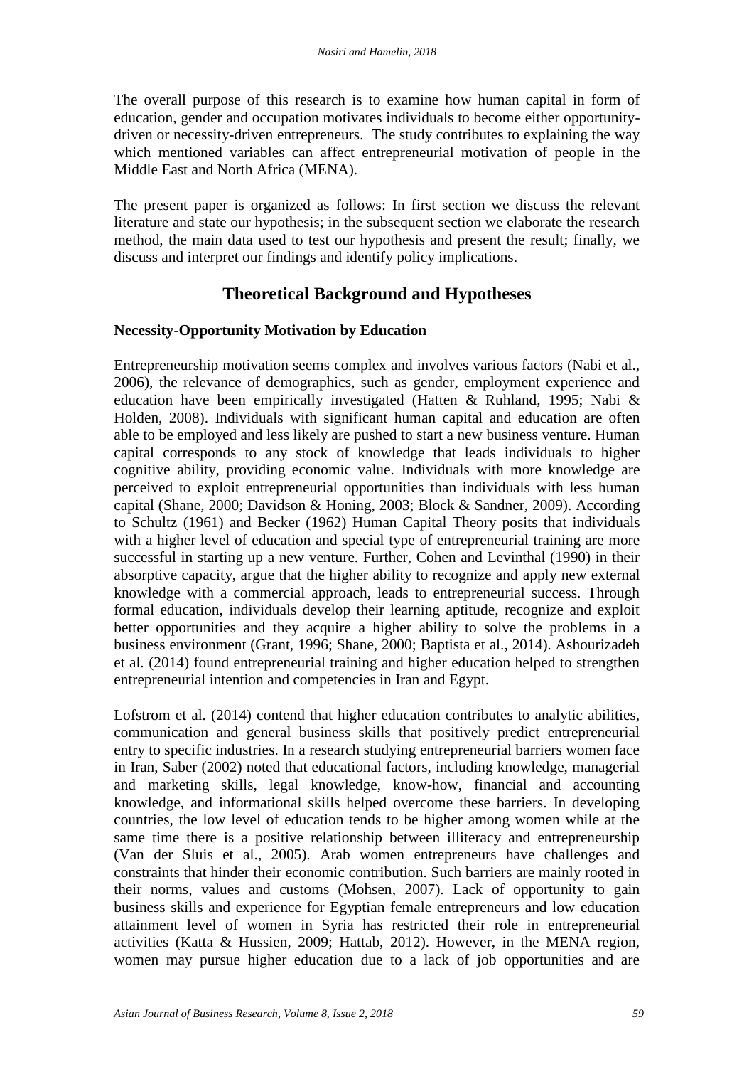The overall purpose of this research is to examine how human capital in form of education, gender and occupation motivates individuals to become either opportunity-driven or necessity-driven entrepreneurs. The study contributes to explaining the way which mentioned variables can affect entrepreneurial motivation of people in the Middle East and North Africa (MENA).

The present paper is organized as follows: In first section we discuss the relevant literature and state our hypothesis; in the subsequent section we elaborate the research method, the main data used to test our hypothesis and present the result; finally, we discuss and interpret our findings and identify policy implications.

## Theoretical Background and Hypotheses

### Necessity-Opportunity Motivation by Education

Entrepreneurship motivation seems complex and involves various factors (Nabi et al., 2006), the relevance of demographics, such as gender, employment experience and education have been empirically investigated (Hatten & Ruhland, 1995; Nabi & Holden, 2008). Individuals with significant human capital and education are often able to be employed and less likely are pushed to start a new business venture. Human capital corresponds to any stock of knowledge that leads individuals to higher cognitive ability, providing economic value. Individuals with more knowledge are perceived to exploit entrepreneurial opportunities than individuals with less human capital (Shane, 2000; Davidson & Honing, 2003; Block & Sandner, 2009). According to Schultz (1961) and Becker (1962) Human Capital Theory posits that individuals with a higher level of education and special type of entrepreneurial training are more successful in starting up a new venture. Further, Cohen and Levinthal (1990) in their absorptive capacity, argue that the higher ability to recognize and apply new external knowledge with a commercial approach, leads to entrepreneurial success. Through formal education, individuals develop their learning aptitude, recognize and exploit better opportunities and they acquire a higher ability to solve the problems in a business environment (Grant, 1996; Shane, 2000; Baptista et al., 2014). Ashourizadeh et al. (2014) found entrepreneurial training and higher education helped to strengthen entrepreneurial intention and competencies in Iran and Egypt.

Lofstrom et al. (2014) contend that higher education contributes to analytic abilities, communication and general business skills that positively predict entrepreneurial entry to specific industries. In a research studying entrepreneurial barriers women face in Iran, Saber (2002) noted that educational factors, including knowledge, managerial and marketing skills, legal knowledge, know-how, financial and accounting knowledge, and informational skills helped overcome these barriers. In developing countries, the low level of education tends to be higher among women while at the same time there is a positive relationship between illiteracy and entrepreneurship (Van der Sluis et al., 2005). Arab women entrepreneurs have challenges and constraints that hinder their economic contribution. Such barriers are mainly rooted in their norms, values and customs (Mohsen, 2007). Lack of opportunity to gain business skills and experience for Egyptian female entrepreneurs and low education attainment level of women in Syria has restricted their role in entrepreneurial activities (Katta & Hussien, 2009; Hattab, 2012). However, in the MENA region, women may pursue higher education due to a lack of job opportunities and are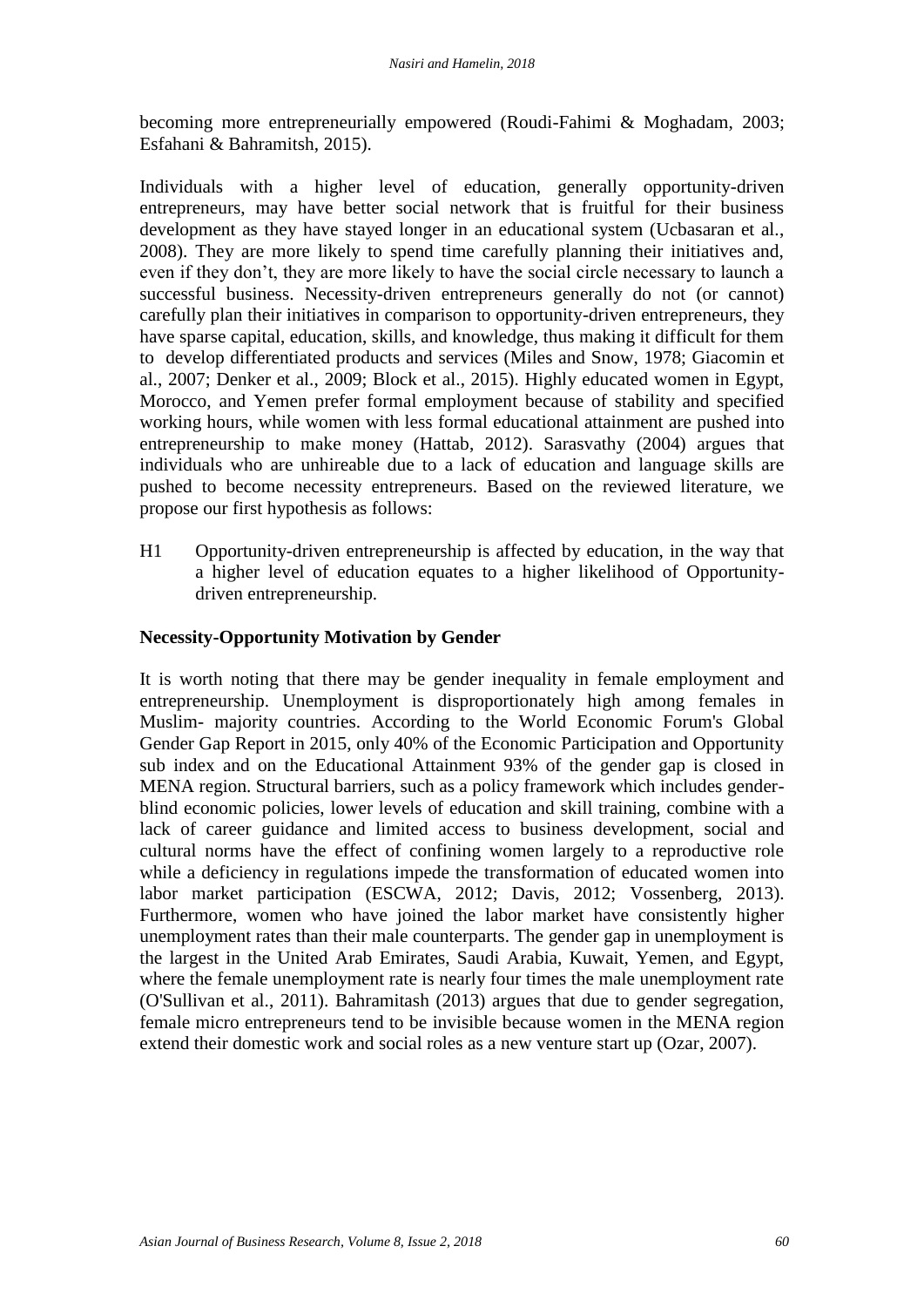becoming more entrepreneurially empowered (Roudi-Fahimi & Moghadam, 2003; Esfahani & Bahramitsh, 2015).

Individuals with a higher level of education, generally opportunity-driven entrepreneurs, may have better social network that is fruitful for their business development as they have stayed longer in an educational system (Ucbasaran et al., 2008). They are more likely to spend time carefully planning their initiatives and, even if they don't, they are more likely to have the social circle necessary to launch a successful business. Necessity-driven entrepreneurs generally do not (or cannot) carefully plan their initiatives in comparison to opportunity-driven entrepreneurs, they have sparse capital, education, skills, and knowledge, thus making it difficult for them to develop differentiated products and services (Miles and Snow, 1978; Giacomin et al., 2007; Denker et al., 2009; Block et al., 2015). Highly educated women in Egypt, Morocco, and Yemen prefer formal employment because of stability and specified working hours, while women with less formal educational attainment are pushed into entrepreneurship to make money (Hattab, 2012). Sarasvathy (2004) argues that individuals who are unhireable due to a lack of education and language skills are pushed to become necessity entrepreneurs. Based on the reviewed literature, we propose our first hypothesis as follows:

H1 Opportunity-driven entrepreneurship is affected by education, in the way that a higher level of education equates to a higher likelihood of Opportunity-driven entrepreneurship.

**Necessity-Opportunity Motivation by Gender**

It is worth noting that there may be gender inequality in female employment and entrepreneurship. Unemployment is disproportionately high among females in Muslim- majority countries. According to the World Economic Forum's Global Gender Gap Report in 2015, only 40% of the Economic Participation and Opportunity sub index and on the Educational Attainment 93% of the gender gap is closed in MENA region. Structural barriers, such as a policy framework which includes gender-blind economic policies, lower levels of education and skill training, combine with a lack of career guidance and limited access to business development, social and cultural norms have the effect of confining women largely to a reproductive role while a deficiency in regulations impede the transformation of educated women into labor market participation (ESCWA, 2012; Davis, 2012; Vossenberg, 2013). Furthermore, women who have joined the labor market have consistently higher unemployment rates than their male counterparts. The gender gap in unemployment is the largest in the United Arab Emirates, Saudi Arabia, Kuwait, Yemen, and Egypt, where the female unemployment rate is nearly four times the male unemployment rate (O'Sullivan et al., 2011). Bahramitash (2013) argues that due to gender segregation, female micro entrepreneurs tend to be invisible because women in the MENA region extend their domestic work and social roles as a new venture start up (Ozar, 2007).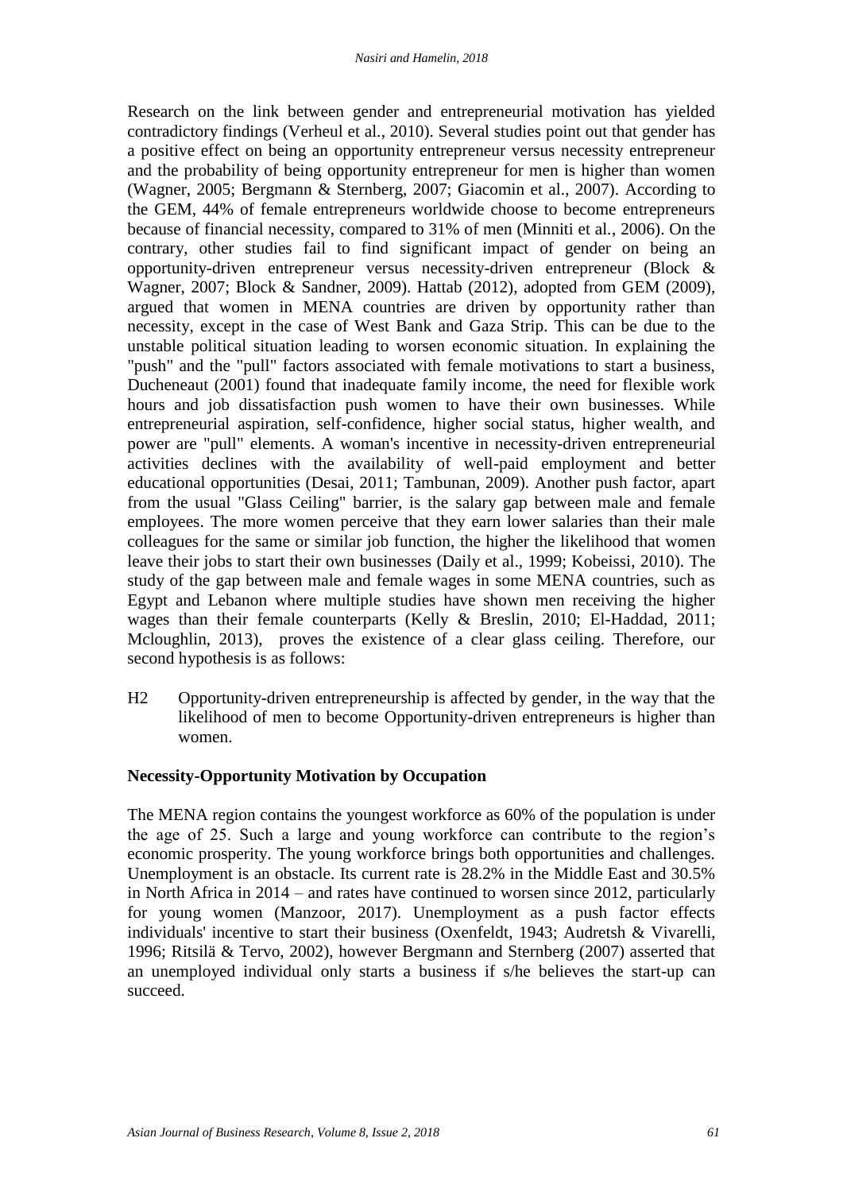Research on the link between gender and entrepreneurial motivation has yielded contradictory findings (Verheul et al., 2010). Several studies point out that gender has a positive effect on being an opportunity entrepreneur versus necessity entrepreneur and the probability of being opportunity entrepreneur for men is higher than women (Wagner, 2005; Bergmann & Sternberg, 2007; Giacomin et al., 2007). According to the GEM, 44% of female entrepreneurs worldwide choose to become entrepreneurs because of financial necessity, compared to 31% of men (Minniti et al., 2006). On the contrary, other studies fail to find significant impact of gender on being an opportunity-driven entrepreneur versus necessity-driven entrepreneur (Block & Wagner, 2007; Block & Sandner, 2009). Hattab (2012), adopted from GEM (2009), argued that women in MENA countries are driven by opportunity rather than necessity, except in the case of West Bank and Gaza Strip. This can be due to the unstable political situation leading to worsen economic situation. In explaining the "push" and the "pull" factors associated with female motivations to start a business, Ducheneaut (2001) found that inadequate family income, the need for flexible work hours and job dissatisfaction push women to have their own businesses. While entrepreneurial aspiration, self-confidence, higher social status, higher wealth, and power are "pull" elements. A woman's incentive in necessity-driven entrepreneurial activities declines with the availability of well-paid employment and better educational opportunities (Desai, 2011; Tambunan, 2009). Another push factor, apart from the usual "Glass Ceiling" barrier, is the salary gap between male and female employees. The more women perceive that they earn lower salaries than their male colleagues for the same or similar job function, the higher the likelihood that women leave their jobs to start their own businesses (Daily et al., 1999; Kobeissi, 2010). The study of the gap between male and female wages in some MENA countries, such as Egypt and Lebanon where multiple studies have shown men receiving the higher wages than their female counterparts (Kelly & Breslin, 2010; El-Haddad, 2011; Mcloughlin, 2013), proves the existence of a clear glass ceiling. Therefore, our second hypothesis is as follows:

H2 Opportunity-driven entrepreneurship is affected by gender, in the way that the likelihood of men to become Opportunity-driven entrepreneurs is higher than women.

**Necessity-Opportunity Motivation by Occupation**

The MENA region contains the youngest workforce as 60% of the population is under the age of 25. Such a large and young workforce can contribute to the region's economic prosperity. The young workforce brings both opportunities and challenges. Unemployment is an obstacle. Its current rate is 28.2% in the Middle East and 30.5% in North Africa in 2014 – and rates have continued to worsen since 2012, particularly for young women (Manzoor, 2017). Unemployment as a push factor effects individuals' incentive to start their business (Oxenfeldt, 1943; Audretsh & Vivarelli, 1996; Ritsilä & Tervo, 2002), however Bergmann and Sternberg (2007) asserted that an unemployed individual only starts a business if s/he believes the start-up can succeed.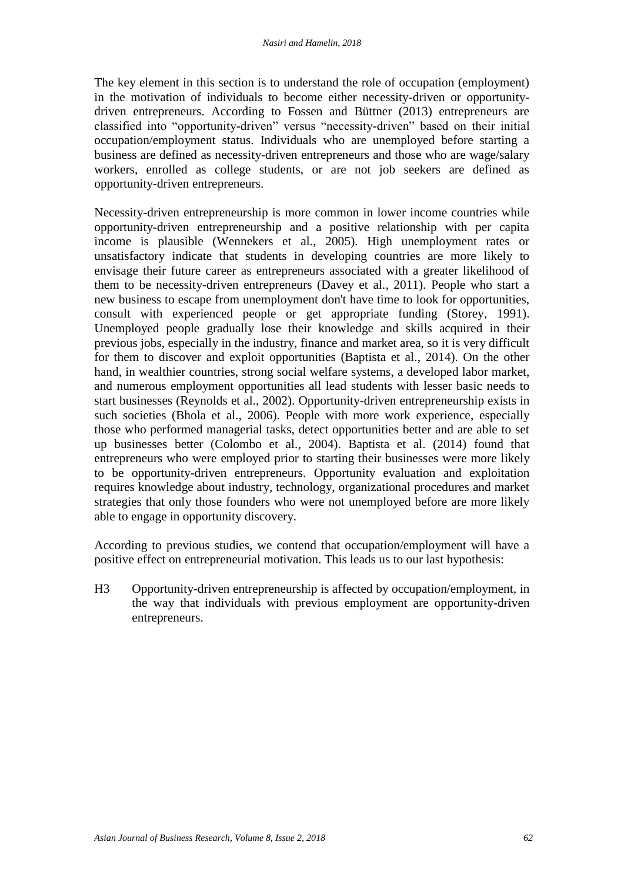The key element in this section is to understand the role of occupation (employment) in the motivation of individuals to become either necessity-driven or opportunity-driven entrepreneurs. According to Fossen and Büttner (2013) entrepreneurs are classified into "opportunity-driven" versus "necessity-driven" based on their initial occupation/employment status. Individuals who are unemployed before starting a business are defined as necessity-driven entrepreneurs and those who are wage/salary workers, enrolled as college students, or are not job seekers are defined as opportunity-driven entrepreneurs.

Necessity-driven entrepreneurship is more common in lower income countries while opportunity-driven entrepreneurship and a positive relationship with per capita income is plausible (Wennekers et al., 2005). High unemployment rates or unsatisfactory indicate that students in developing countries are more likely to envisage their future career as entrepreneurs associated with a greater likelihood of them to be necessity-driven entrepreneurs (Davey et al., 2011). People who start a new business to escape from unemployment don't have time to look for opportunities, consult with experienced people or get appropriate funding (Storey, 1991). Unemployed people gradually lose their knowledge and skills acquired in their previous jobs, especially in the industry, finance and market area, so it is very difficult for them to discover and exploit opportunities (Baptista et al., 2014). On the other hand, in wealthier countries, strong social welfare systems, a developed labor market, and numerous employment opportunities all lead students with lesser basic needs to start businesses (Reynolds et al., 2002). Opportunity-driven entrepreneurship exists in such societies (Bhola et al., 2006). People with more work experience, especially those who performed managerial tasks, detect opportunities better and are able to set up businesses better (Colombo et al., 2004). Baptista et al. (2014) found that entrepreneurs who were employed prior to starting their businesses were more likely to be opportunity-driven entrepreneurs. Opportunity evaluation and exploitation requires knowledge about industry, technology, organizational procedures and market strategies that only those founders who were not unemployed before are more likely able to engage in opportunity discovery.

According to previous studies, we contend that occupation/employment will have a positive effect on entrepreneurial motivation. This leads us to our last hypothesis:

H3 Opportunity-driven entrepreneurship is affected by occupation/employment, in the way that individuals with previous employment are opportunity-driven entrepreneurs.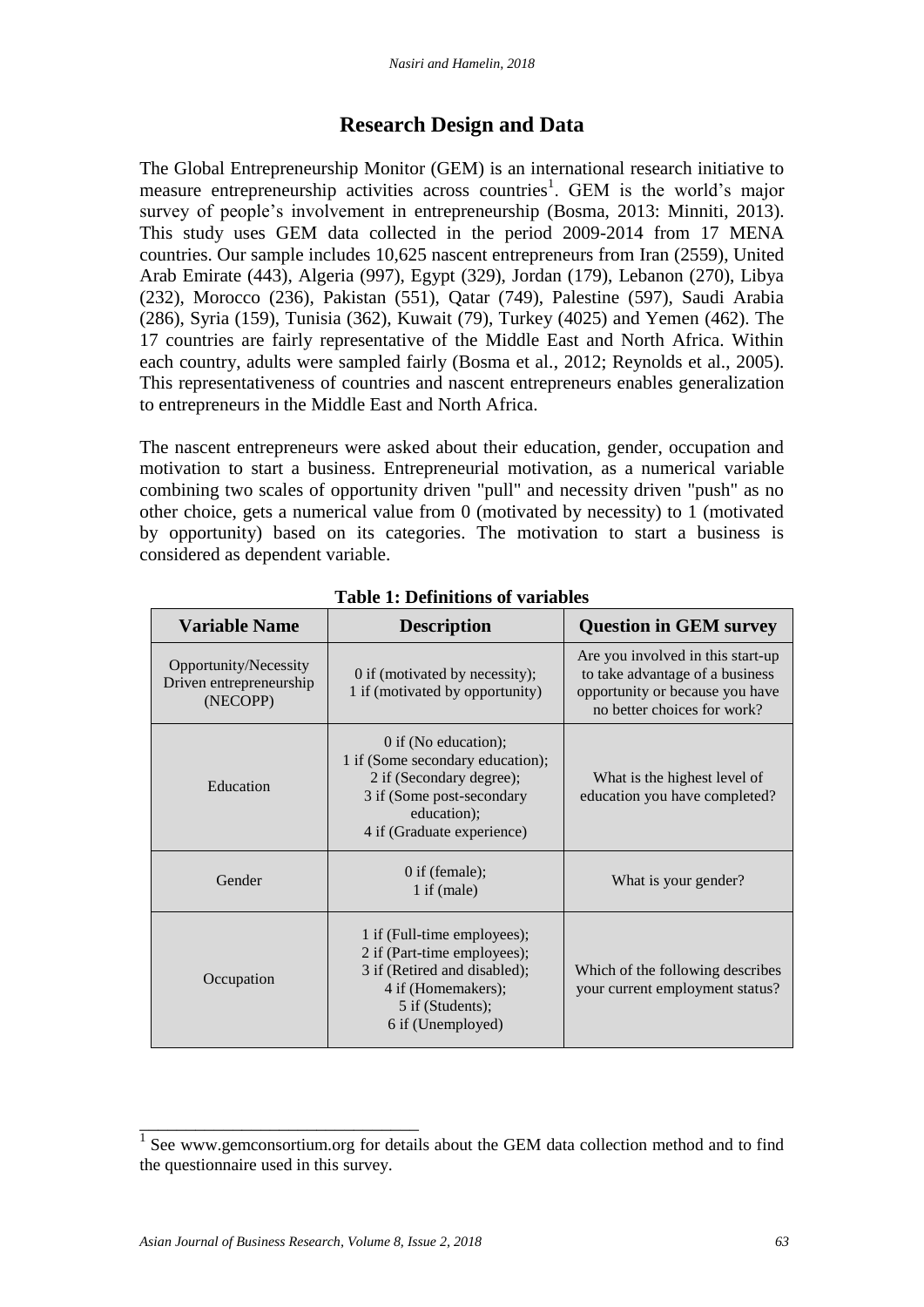## Research Design and Data

The Global Entrepreneurship Monitor (GEM) is an international research initiative to measure entrepreneurship activities across countries[1]. GEM is the world's major survey of people's involvement in entrepreneurship (Bosma, 2013: Minniti, 2013). This study uses GEM data collected in the period 2009-2014 from 17 MENA countries. Our sample includes 10,625 nascent entrepreneurs from Iran (2559), United Arab Emirate (443), Algeria (997), Egypt (329), Jordan (179), Lebanon (270), Libya (232), Morocco (236), Pakistan (551), Qatar (749), Palestine (597), Saudi Arabia (286), Syria (159), Tunisia (362), Kuwait (79), Turkey (4025) and Yemen (462). The 17 countries are fairly representative of the Middle East and North Africa. Within each country, adults were sampled fairly (Bosma et al., 2012; Reynolds et al., 2005). This representativeness of countries and nascent entrepreneurs enables generalization to entrepreneurs in the Middle East and North Africa.

The nascent entrepreneurs were asked about their education, gender, occupation and motivation to start a business. Entrepreneurial motivation, as a numerical variable combining two scales of opportunity driven "pull" and necessity driven "push" as no other choice, gets a numerical value from 0 (motivated by necessity) to 1 (motivated by opportunity) based on its categories. The motivation to start a business is considered as dependent variable.

**Table 1: Definitions of variables**

| Variable Name | Description | Question in GEM survey |
|---|---|---|
| Opportunity/Necessity Driven entrepreneurship (NECOPP) | 0 if (motivated by necessity); 1 if (motivated by opportunity) | Are you involved in this start-up to take advantage of a business opportunity or because you have no better choices for work? |
| Education | 0 if (No education); 1 if (Some secondary education); 2 if (Secondary degree); 3 if (Some post-secondary education); 4 if (Graduate experience) | What is the highest level of education you have completed? |
| Gender | 0 if (female); 1 if (male) | What is your gender? |
| Occupation | 1 if (Full-time employees); 2 if (Part-time employees); 3 if (Retired and disabled); 4 if (Homemakers); 5 if (Students); 6 if (Unemployed) | Which of the following describes your current employment status? |

[1] See www.gemconsortium.org for details about the GEM data collection method and to find the questionnaire used in this survey.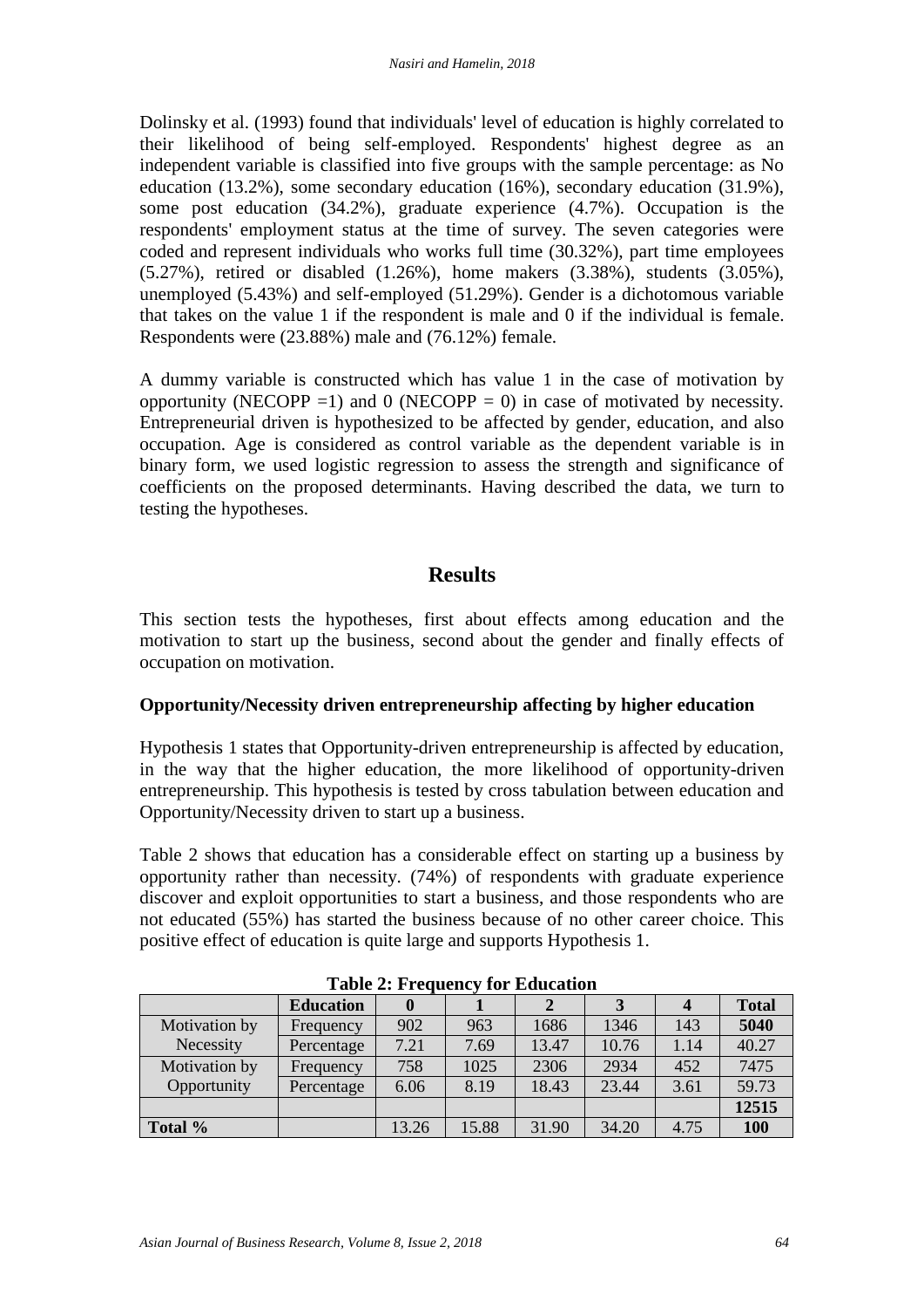Dolinsky et al. (1993) found that individuals' level of education is highly correlated to their likelihood of being self-employed. Respondents' highest degree as an independent variable is classified into five groups with the sample percentage: as No education (13.2%), some secondary education (16%), secondary education (31.9%), some post education (34.2%), graduate experience (4.7%). Occupation is the respondents' employment status at the time of survey. The seven categories were coded and represent individuals who works full time (30.32%), part time employees (5.27%), retired or disabled (1.26%), home makers (3.38%), students (3.05%), unemployed (5.43%) and self-employed (51.29%). Gender is a dichotomous variable that takes on the value 1 if the respondent is male and 0 if the individual is female. Respondents were (23.88%) male and (76.12%) female.

A dummy variable is constructed which has value 1 in the case of motivation by opportunity (NECOPP =1) and 0 (NECOPP = 0) in case of motivated by necessity. Entrepreneurial driven is hypothesized to be affected by gender, education, and also occupation. Age is considered as control variable as the dependent variable is in binary form, we used logistic regression to assess the strength and significance of coefficients on the proposed determinants. Having described the data, we turn to testing the hypotheses.

## Results

This section tests the hypotheses, first about effects among education and the motivation to start up the business, second about the gender and finally effects of occupation on motivation.

### Opportunity/Necessity driven entrepreneurship affecting by higher education

Hypothesis 1 states that Opportunity-driven entrepreneurship is affected by education, in the way that the higher education, the more likelihood of opportunity-driven entrepreneurship. This hypothesis is tested by cross tabulation between education and Opportunity/Necessity driven to start up a business.

Table 2 shows that education has a considerable effect on starting up a business by opportunity rather than necessity. (74%) of respondents with graduate experience discover and exploit opportunities to start a business, and those respondents who are not educated (55%) has started the business because of no other career choice. This positive effect of education is quite large and supports Hypothesis 1.

**Table 2: Frequency for Education**

| | **Education** | **0** | **1** | **2** | **3** | **4** | **Total** |
|---|---|---|---|---|---|---|---|
| Motivation by Necessity | Frequency | 902 | 963 | 1686 | 1346 | 143 | **5040** |
| | Percentage | 7.21 | 7.69 | 13.47 | 10.76 | 1.14 | 40.27 |
| Motivation by Opportunity | Frequency | 758 | 1025 | 2306 | 2934 | 452 | 7475 |
| | Percentage | 6.06 | 8.19 | 18.43 | 23.44 | 3.61 | 59.73 |
| | | | | | | | **12515** |
| **Total %** | | 13.26 | 15.88 | 31.90 | 34.20 | 4.75 | **100** |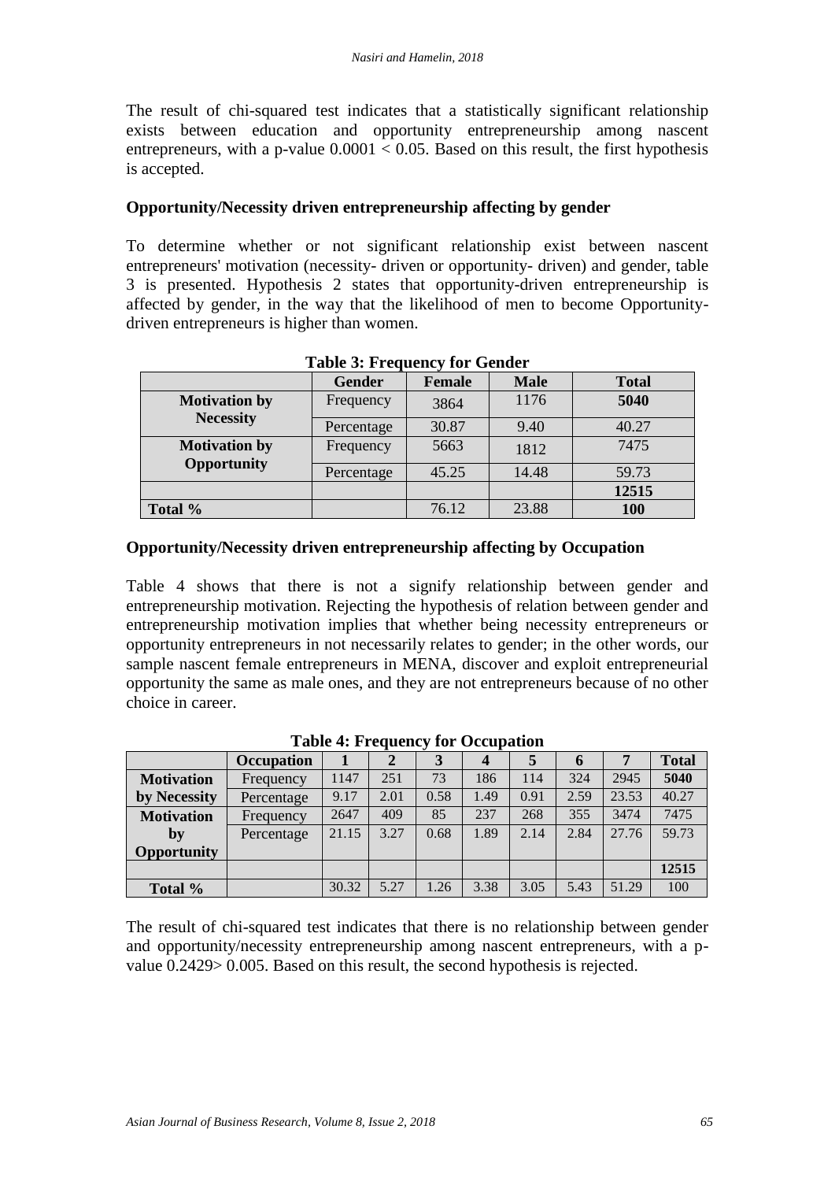The result of chi-squared test indicates that a statistically significant relationship exists between education and opportunity entrepreneurship among nascent entrepreneurs, with a p-value $0.0001 < 0.05$. Based on this result, the first hypothesis is accepted.

### Opportunity/Necessity driven entrepreneurship affecting by gender

To determine whether or not significant relationship exist between nascent entrepreneurs' motivation (necessity- driven or opportunity- driven) and gender, table 3 is presented. Hypothesis 2 states that opportunity-driven entrepreneurship is affected by gender, in the way that the likelihood of men to become Opportunity-driven entrepreneurs is higher than women.

**Table 3: Frequency for Gender**

| | Gender | Female | Male | Total |
|---|---|---|---|---|
| **Motivation by Necessity** | Frequency | 3864 | 1176 | **5040** |
| | Percentage | 30.87 | 9.40 | 40.27 |
| **Motivation by Opportunity** | Frequency | 5663 | 1812 | 7475 |
| | Percentage | 45.25 | 14.48 | 59.73 |
| | | | | **12515** |
| **Total %** | | 76.12 | 23.88 | **100** |

### Opportunity/Necessity driven entrepreneurship affecting by Occupation

Table 4 shows that there is not a signify relationship between gender and entrepreneurship motivation. Rejecting the hypothesis of relation between gender and entrepreneurship motivation implies that whether being necessity entrepreneurs or opportunity entrepreneurs in not necessarily relates to gender; in the other words, our sample nascent female entrepreneurs in MENA, discover and exploit entrepreneurial opportunity the same as male ones, and they are not entrepreneurs because of no other choice in career.

**Table 4: Frequency for Occupation**

| | Occupation | 1 | 2 | 3 | 4 | 5 | 6 | 7 | Total |
|---|---|---|---|---|---|---|---|---|---|
| **Motivation by Necessity** | Frequency | 1147 | 251 | 73 | 186 | 114 | 324 | 2945 | **5040** |
| | Percentage | 9.17 | 2.01 | 0.58 | 1.49 | 0.91 | 2.59 | 23.53 | 40.27 |
| **Motivation by Opportunity** | Frequency | 2647 | 409 | 85 | 237 | 268 | 355 | 3474 | 7475 |
| | Percentage | 21.15 | 3.27 | 0.68 | 1.89 | 2.14 | 2.84 | 27.76 | 59.73 |
| | | | | | | | | | **12515** |
| **Total %** | | 30.32 | 5.27 | 1.26 | 3.38 | 3.05 | 5.43 | 51.29 | 100 |

The result of chi-squared test indicates that there is no relationship between gender and opportunity/necessity entrepreneurship among nascent entrepreneurs, with a p-value $0.2429 > 0.005$. Based on this result, the second hypothesis is rejected.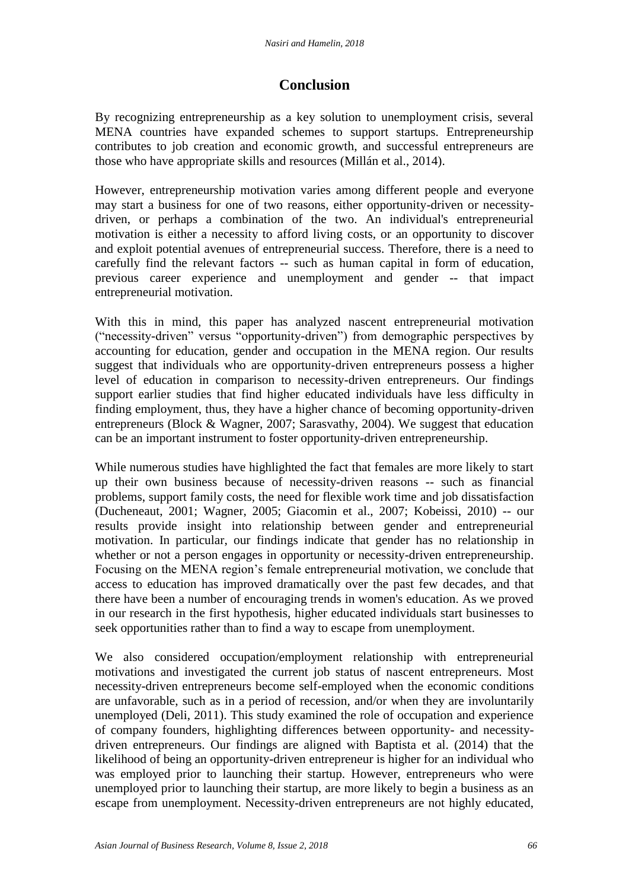## Conclusion

By recognizing entrepreneurship as a key solution to unemployment crisis, several MENA countries have expanded schemes to support startups. Entrepreneurship contributes to job creation and economic growth, and successful entrepreneurs are those who have appropriate skills and resources (Millán et al., 2014).

However, entrepreneurship motivation varies among different people and everyone may start a business for one of two reasons, either opportunity-driven or necessity-driven, or perhaps a combination of the two. An individual's entrepreneurial motivation is either a necessity to afford living costs, or an opportunity to discover and exploit potential avenues of entrepreneurial success. Therefore, there is a need to carefully find the relevant factors -- such as human capital in form of education, previous career experience and unemployment and gender -- that impact entrepreneurial motivation.

With this in mind, this paper has analyzed nascent entrepreneurial motivation ("necessity-driven" versus "opportunity-driven") from demographic perspectives by accounting for education, gender and occupation in the MENA region. Our results suggest that individuals who are opportunity-driven entrepreneurs possess a higher level of education in comparison to necessity-driven entrepreneurs. Our findings support earlier studies that find higher educated individuals have less difficulty in finding employment, thus, they have a higher chance of becoming opportunity-driven entrepreneurs (Block & Wagner, 2007; Sarasvathy, 2004). We suggest that education can be an important instrument to foster opportunity-driven entrepreneurship.

While numerous studies have highlighted the fact that females are more likely to start up their own business because of necessity-driven reasons -- such as financial problems, support family costs, the need for flexible work time and job dissatisfaction (Ducheneaut, 2001; Wagner, 2005; Giacomin et al., 2007; Kobeissi, 2010) -- our results provide insight into relationship between gender and entrepreneurial motivation. In particular, our findings indicate that gender has no relationship in whether or not a person engages in opportunity or necessity-driven entrepreneurship. Focusing on the MENA region's female entrepreneurial motivation, we conclude that access to education has improved dramatically over the past few decades, and that there have been a number of encouraging trends in women's education. As we proved in our research in the first hypothesis, higher educated individuals start businesses to seek opportunities rather than to find a way to escape from unemployment.

We also considered occupation/employment relationship with entrepreneurial motivations and investigated the current job status of nascent entrepreneurs. Most necessity-driven entrepreneurs become self-employed when the economic conditions are unfavorable, such as in a period of recession, and/or when they are involuntarily unemployed (Deli, 2011). This study examined the role of occupation and experience of company founders, highlighting differences between opportunity- and necessity-driven entrepreneurs. Our findings are aligned with Baptista et al. (2014) that the likelihood of being an opportunity-driven entrepreneur is higher for an individual who was employed prior to launching their startup. However, entrepreneurs who were unemployed prior to launching their startup, are more likely to begin a business as an escape from unemployment. Necessity-driven entrepreneurs are not highly educated,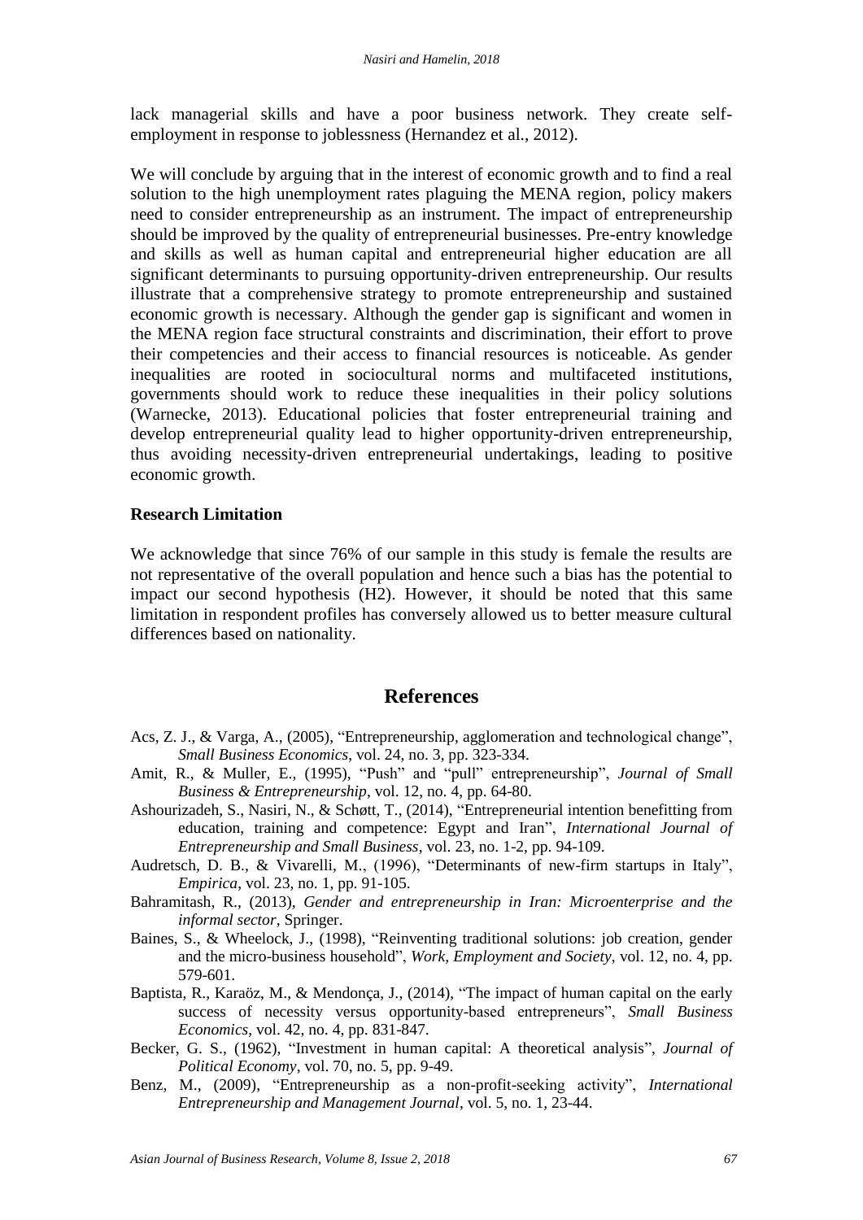lack managerial skills and have a poor business network. They create self-employment in response to joblessness (Hernandez et al., 2012).

We will conclude by arguing that in the interest of economic growth and to find a real solution to the high unemployment rates plaguing the MENA region, policy makers need to consider entrepreneurship as an instrument. The impact of entrepreneurship should be improved by the quality of entrepreneurial businesses. Pre-entry knowledge and skills as well as human capital and entrepreneurial higher education are all significant determinants to pursuing opportunity-driven entrepreneurship. Our results illustrate that a comprehensive strategy to promote entrepreneurship and sustained economic growth is necessary. Although the gender gap is significant and women in the MENA region face structural constraints and discrimination, their effort to prove their competencies and their access to financial resources is noticeable. As gender inequalities are rooted in sociocultural norms and multifaceted institutions, governments should work to reduce these inequalities in their policy solutions (Warnecke, 2013). Educational policies that foster entrepreneurial training and develop entrepreneurial quality lead to higher opportunity-driven entrepreneurship, thus avoiding necessity-driven entrepreneurial undertakings, leading to positive economic growth.

### Research Limitation

We acknowledge that since 76% of our sample in this study is female the results are not representative of the overall population and hence such a bias has the potential to impact our second hypothesis (H2). However, it should be noted that this same limitation in respondent profiles has conversely allowed us to better measure cultural differences based on nationality.

## References

Acs, Z. J., & Varga, A., (2005), "Entrepreneurship, agglomeration and technological change", *Small Business Economics*, vol. 24, no. 3, pp. 323-334.

Amit, R., & Muller, E., (1995), "Push" and "pull" entrepreneurship", *Journal of Small Business & Entrepreneurship*, vol. 12, no. 4, pp. 64-80.

Ashourizadeh, S., Nasiri, N., & Schøtt, T., (2014), "Entrepreneurial intention benefitting from education, training and competence: Egypt and Iran", *International Journal of Entrepreneurship and Small Business*, vol. 23, no. 1-2, pp. 94-109.

Audretsch, D. B., & Vivarelli, M., (1996), "Determinants of new-firm startups in Italy", *Empirica*, vol. 23, no. 1, pp. 91-105.

Bahramitash, R., (2013), *Gender and entrepreneurship in Iran: Microenterprise and the informal sector*, Springer.

Baines, S., & Wheelock, J., (1998), "Reinventing traditional solutions: job creation, gender and the micro-business household", *Work, Employment and Society*, vol. 12, no. 4, pp. 579-601.

Baptista, R., Karaöz, M., & Mendonça, J., (2014), "The impact of human capital on the early success of necessity versus opportunity-based entrepreneurs", *Small Business Economics*, vol. 42, no. 4, pp. 831-847.

Becker, G. S., (1962), "Investment in human capital: A theoretical analysis", *Journal of Political Economy*, vol. 70, no. 5, pp. 9-49.

Benz, M., (2009), "Entrepreneurship as a non-profit-seeking activity", *International Entrepreneurship and Management Journal*, vol. 5, no. 1, 23-44.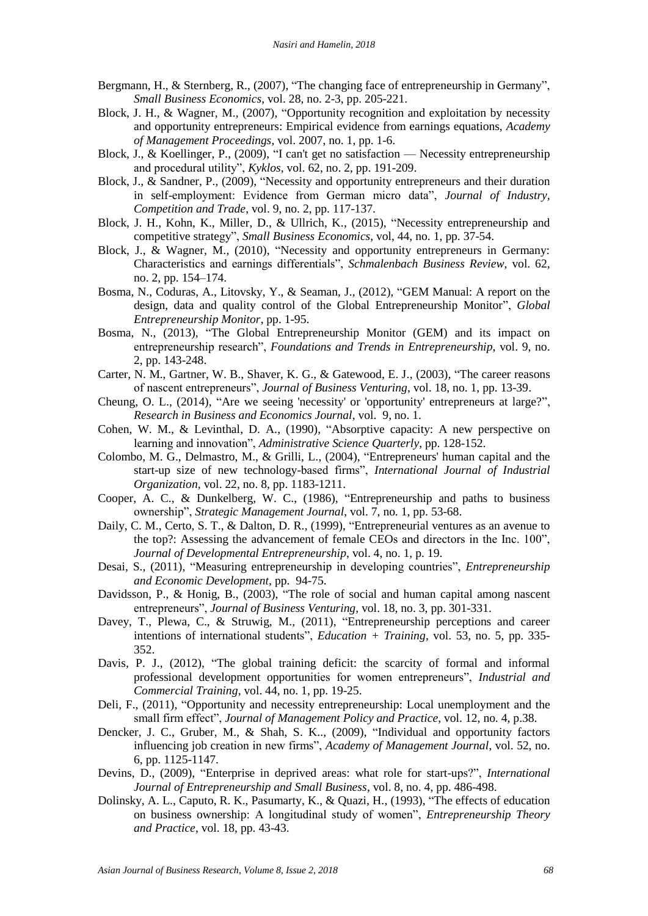Bergmann, H., & Sternberg, R., (2007), "The changing face of entrepreneurship in Germany", *Small Business Economics*, vol. 28, no. 2-3, pp. 205-221.

Block, J. H., & Wagner, M., (2007), "Opportunity recognition and exploitation by necessity and opportunity entrepreneurs: Empirical evidence from earnings equations, *Academy of Management Proceedings*, vol. 2007, no. 1, pp. 1-6.

Block, J., & Koellinger, P., (2009), "I can't get no satisfaction — Necessity entrepreneurship and procedural utility", *Kyklos*, vol. 62, no. 2, pp. 191-209.

Block, J., & Sandner, P., (2009), "Necessity and opportunity entrepreneurs and their duration in self-employment: Evidence from German micro data", *Journal of Industry, Competition and Trade*, vol. 9, no. 2, pp. 117-137.

Block, J. H., Kohn, K., Miller, D., & Ullrich, K., (2015), "Necessity entrepreneurship and competitive strategy", *Small Business Economics*, vol, 44, no. 1, pp. 37-54.

Block, J., & Wagner, M., (2010), "Necessity and opportunity entrepreneurs in Germany: Characteristics and earnings differentials", *Schmalenbach Business Review*, vol. 62, no. 2, pp. 154–174.

Bosma, N., Coduras, A., Litovsky, Y., & Seaman, J., (2012), "GEM Manual: A report on the design, data and quality control of the Global Entrepreneurship Monitor", *Global Entrepreneurship Monitor*, pp. 1-95.

Bosma, N., (2013), "The Global Entrepreneurship Monitor (GEM) and its impact on entrepreneurship research", *Foundations and Trends in Entrepreneurship*, vol. 9, no. 2, pp. 143-248.

Carter, N. M., Gartner, W. B., Shaver, K. G., & Gatewood, E. J., (2003), "The career reasons of nascent entrepreneurs", *Journal of Business Venturing*, vol. 18, no. 1, pp. 13-39.

Cheung, O. L., (2014), "Are we seeing 'necessity' or 'opportunity' entrepreneurs at large?", *Research in Business and Economics Journal*, vol. 9, no. 1.

Cohen, W. M., & Levinthal, D. A., (1990), "Absorptive capacity: A new perspective on learning and innovation", *Administrative Science Quarterly*, pp. 128-152.

Colombo, M. G., Delmastro, M., & Grilli, L., (2004), "Entrepreneurs' human capital and the start-up size of new technology-based firms", *International Journal of Industrial Organization*, vol. 22, no. 8, pp. 1183-1211.

Cooper, A. C., & Dunkelberg, W. C., (1986), "Entrepreneurship and paths to business ownership", *Strategic Management Journal*, vol. 7, no. 1, pp. 53-68.

Daily, C. M., Certo, S. T., & Dalton, D. R., (1999), "Entrepreneurial ventures as an avenue to the top?: Assessing the advancement of female CEOs and directors in the Inc. 100", *Journal of Developmental Entrepreneurship*, vol. 4, no. 1, p. 19.

Desai, S., (2011), "Measuring entrepreneurship in developing countries", *Entrepreneurship and Economic Development*, pp. 94-75.

Davidsson, P., & Honig, B., (2003), "The role of social and human capital among nascent entrepreneurs", *Journal of Business Venturing*, vol. 18, no. 3, pp. 301-331.

Davey, T., Plewa, C., & Struwig, M., (2011), "Entrepreneurship perceptions and career intentions of international students", *Education + Training*, vol. 53, no. 5, pp. 335-352.

Davis, P. J., (2012), "The global training deficit: the scarcity of formal and informal professional development opportunities for women entrepreneurs", *Industrial and Commercial Training*, vol. 44, no. 1, pp. 19-25.

Deli, F., (2011), "Opportunity and necessity entrepreneurship: Local unemployment and the small firm effect", *Journal of Management Policy and Practice*, vol. 12, no. 4, p.38.

Dencker, J. C., Gruber, M., & Shah, S. K.., (2009), "Individual and opportunity factors influencing job creation in new firms", *Academy of Management Journal*, vol. 52, no. 6, pp. 1125-1147.

Devins, D., (2009), "Enterprise in deprived areas: what role for start-ups?", *International Journal of Entrepreneurship and Small Business*, vol. 8, no. 4, pp. 486-498.

Dolinsky, A. L., Caputo, R. K., Pasumarty, K., & Quazi, H., (1993), "The effects of education on business ownership: A longitudinal study of women", *Entrepreneurship Theory and Practice*, vol. 18, pp. 43-43.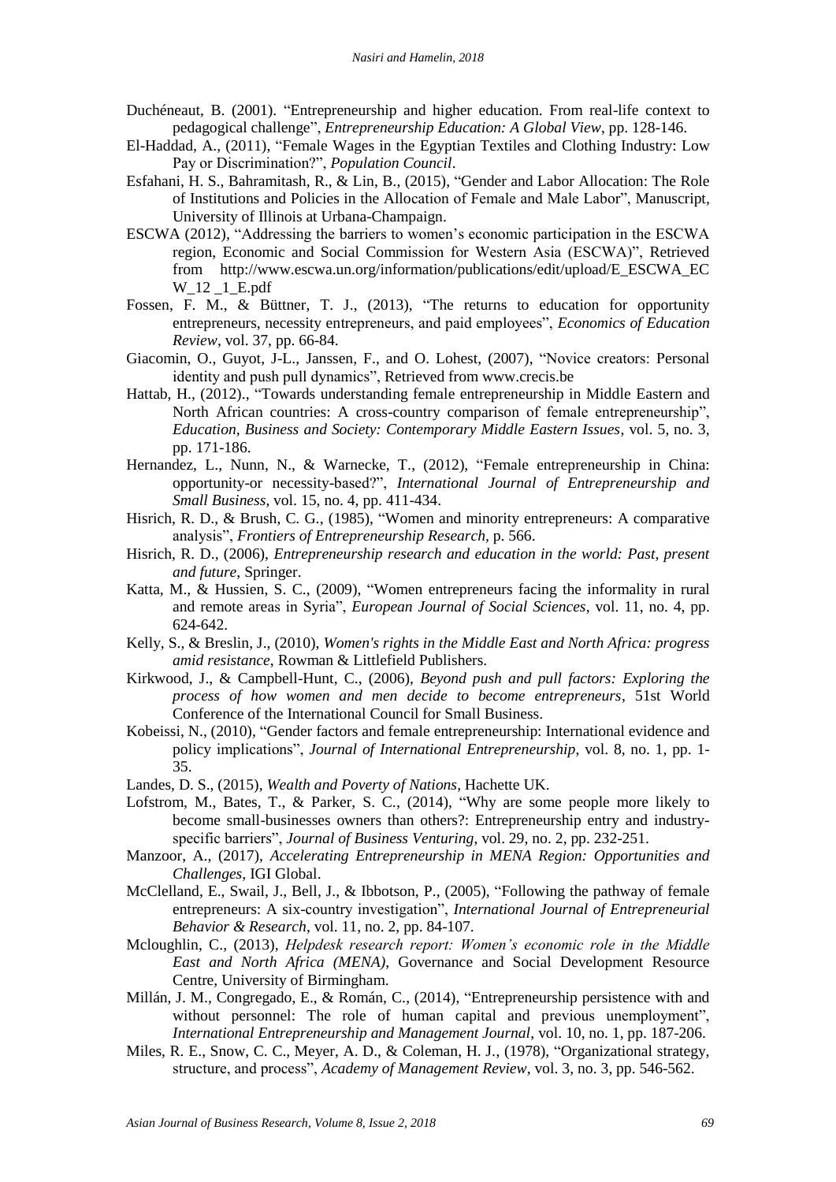Duchéneaut, B. (2001). “Entrepreneurship and higher education. From real-life context to pedagogical challenge”, *Entrepreneurship Education: A Global View*, pp. 128-146.

El-Haddad, A., (2011), “Female Wages in the Egyptian Textiles and Clothing Industry: Low Pay or Discrimination?”, *Population Council*.

Esfahani, H. S., Bahramitash, R., & Lin, B., (2015), “Gender and Labor Allocation: The Role of Institutions and Policies in the Allocation of Female and Male Labor”, Manuscript, University of Illinois at Urbana-Champaign.

ESCWA (2012), “Addressing the barriers to women’s economic participation in the ESCWA region, Economic and Social Commission for Western Asia (ESCWA)”, Retrieved from http://www.escwa.un.org/information/publications/edit/upload/E_ESCWA_ECW_12 _1_E.pdf

Fossen, F. M., & Büttner, T. J., (2013), “The returns to education for opportunity entrepreneurs, necessity entrepreneurs, and paid employees”, *Economics of Education Review*, vol. 37, pp. 66-84.

Giacomin, O., Guyot, J-L., Janssen, F., and O. Lohest, (2007), “Novice creators: Personal identity and push pull dynamics”, Retrieved from www.crecis.be

Hattab, H., (2012)., “Towards understanding female entrepreneurship in Middle Eastern and North African countries: A cross-country comparison of female entrepreneurship”, *Education, Business and Society: Contemporary Middle Eastern Issues*, vol. 5, no. 3, pp. 171-186.

Hernandez, L., Nunn, N., & Warnecke, T., (2012), “Female entrepreneurship in China: opportunity-or necessity-based?”, *International Journal of Entrepreneurship and Small Business*, vol. 15, no. 4, pp. 411-434.

Hisrich, R. D., & Brush, C. G., (1985), “Women and minority entrepreneurs: A comparative analysis”, *Frontiers of Entrepreneurship Research*, p. 566.

Hisrich, R. D., (2006), *Entrepreneurship research and education in the world: Past, present and future*, Springer.

Katta, M., & Hussien, S. C., (2009), “Women entrepreneurs facing the informality in rural and remote areas in Syria”, *European Journal of Social Sciences*, vol. 11, no. 4, pp. 624-642.

Kelly, S., & Breslin, J., (2010), *Women's rights in the Middle East and North Africa: progress amid resistance*, Rowman & Littlefield Publishers.

Kirkwood, J., & Campbell-Hunt, C., (2006), *Beyond push and pull factors: Exploring the process of how women and men decide to become entrepreneurs*, 51st World Conference of the International Council for Small Business.

Kobeissi, N., (2010), “Gender factors and female entrepreneurship: International evidence and policy implications”, *Journal of International Entrepreneurship*, vol. 8, no. 1, pp. 1-35.

Landes, D. S., (2015), *Wealth and Poverty of Nations*, Hachette UK.

Lofstrom, M., Bates, T., & Parker, S. C., (2014), “Why are some people more likely to become small-businesses owners than others?: Entrepreneurship entry and industry-specific barriers”, *Journal of Business Venturing*, vol. 29, no. 2, pp. 232-251.

Manzoor, A., (2017), *Accelerating Entrepreneurship in MENA Region: Opportunities and Challenges*, IGI Global.

McClelland, E., Swail, J., Bell, J., & Ibbotson, P., (2005), “Following the pathway of female entrepreneurs: A six-country investigation”, *International Journal of Entrepreneurial Behavior & Research*, vol. 11, no. 2, pp. 84-107.

Mcloughlin, C., (2013), *Helpdesk research report: Women’s economic role in the Middle East and North Africa (MENA)*, Governance and Social Development Resource Centre, University of Birmingham.

Millán, J. M., Congregado, E., & Román, C., (2014), “Entrepreneurship persistence with and without personnel: The role of human capital and previous unemployment”, *International Entrepreneurship and Management Journal*, vol. 10, no. 1, pp. 187-206.

Miles, R. E., Snow, C. C., Meyer, A. D., & Coleman, H. J., (1978), “Organizational strategy, structure, and process”, *Academy of Management Review*, vol. 3, no. 3, pp. 546-562.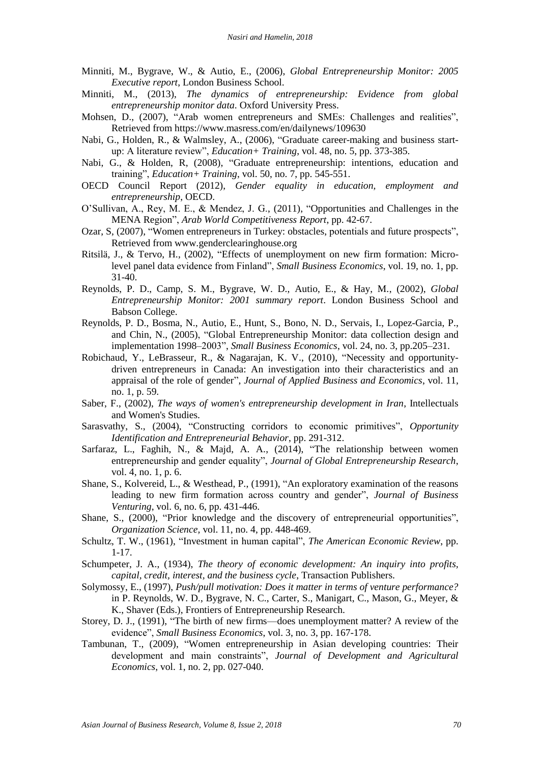Minniti, M., Bygrave, W., & Autio, E., (2006), *Global Entrepreneurship Monitor: 2005 Executive report*, London Business School.

Minniti, M., (2013), *The dynamics of entrepreneurship: Evidence from global entrepreneurship monitor data*. Oxford University Press.

Mohsen, D., (2007), "Arab women entrepreneurs and SMEs: Challenges and realities", Retrieved from https://www.masress.com/en/dailynews/109630

Nabi, G., Holden, R., & Walmsley, A., (2006), "Graduate career-making and business start-up: A literature review", *Education+ Training*, vol. 48, no. 5, pp. 373-385.

Nabi, G., & Holden, R, (2008), "Graduate entrepreneurship: intentions, education and training", *Education+ Training*, vol. 50, no. 7, pp. 545-551.

OECD Council Report (2012), *Gender equality in education, employment and entrepreneurship*, OECD.

O'Sullivan, A., Rey, M. E., & Mendez, J. G., (2011), "Opportunities and Challenges in the MENA Region", *Arab World Competitiveness Report*, pp. 42-67.

Ozar, S, (2007), "Women entrepreneurs in Turkey: obstacles, potentials and future prospects", Retrieved from www.genderclearinghouse.org

Ritsilä, J., & Tervo, H., (2002), "Effects of unemployment on new firm formation: Micro-level panel data evidence from Finland", *Small Business Economics*, vol. 19, no. 1, pp. 31-40.

Reynolds, P. D., Camp, S. M., Bygrave, W. D., Autio, E., & Hay, M., (2002), *Global Entrepreneurship Monitor: 2001 summary report*. London Business School and Babson College.

Reynolds, P. D., Bosma, N., Autio, E., Hunt, S., Bono, N. D., Servais, I., Lopez-Garcia, P., and Chin, N., (2005), "Global Entrepreneurship Monitor: data collection design and implementation 1998–2003", *Small Business Economics*, vol. 24, no. 3, pp.205–231.

Robichaud, Y., LeBrasseur, R., & Nagarajan, K. V., (2010), "Necessity and opportunity-driven entrepreneurs in Canada: An investigation into their characteristics and an appraisal of the role of gender", *Journal of Applied Business and Economics*, vol. 11, no. 1, p. 59.

Saber, F., (2002), *The ways of women's entrepreneurship development in Iran*, Intellectuals and Women's Studies.

Sarasvathy, S., (2004), "Constructing corridors to economic primitives", *Opportunity Identification and Entrepreneurial Behavior*, pp. 291-312.

Sarfaraz, L., Faghih, N., & Majd, A. A., (2014), "The relationship between women entrepreneurship and gender equality", *Journal of Global Entrepreneurship Research*, vol. 4, no. 1, p. 6.

Shane, S., Kolvereid, L., & Westhead, P., (1991), "An exploratory examination of the reasons leading to new firm formation across country and gender", *Journal of Business Venturing*, vol. 6, no. 6, pp. 431-446.

Shane, S., (2000), "Prior knowledge and the discovery of entrepreneurial opportunities", *Organization Science*, vol. 11, no. 4, pp. 448-469.

Schultz, T. W., (1961), "Investment in human capital", *The American Economic Review*, pp. 1-17.

Schumpeter, J. A., (1934), *The theory of economic development: An inquiry into profits, capital, credit, interest, and the business cycle*, Transaction Publishers.

Solymossy, E., (1997), *Push/pull motivation: Does it matter in terms of venture performance?* in P. Reynolds, W. D., Bygrave, N. C., Carter, S., Manigart, C., Mason, G., Meyer, & K., Shaver (Eds.), Frontiers of Entrepreneurship Research.

Storey, D. J., (1991), "The birth of new firms—does unemployment matter? A review of the evidence", *Small Business Economics*, vol. 3, no. 3, pp. 167-178.

Tambunan, T., (2009), "Women entrepreneurship in Asian developing countries: Their development and main constraints", *Journal of Development and Agricultural Economics*, vol. 1, no. 2, pp. 027-040.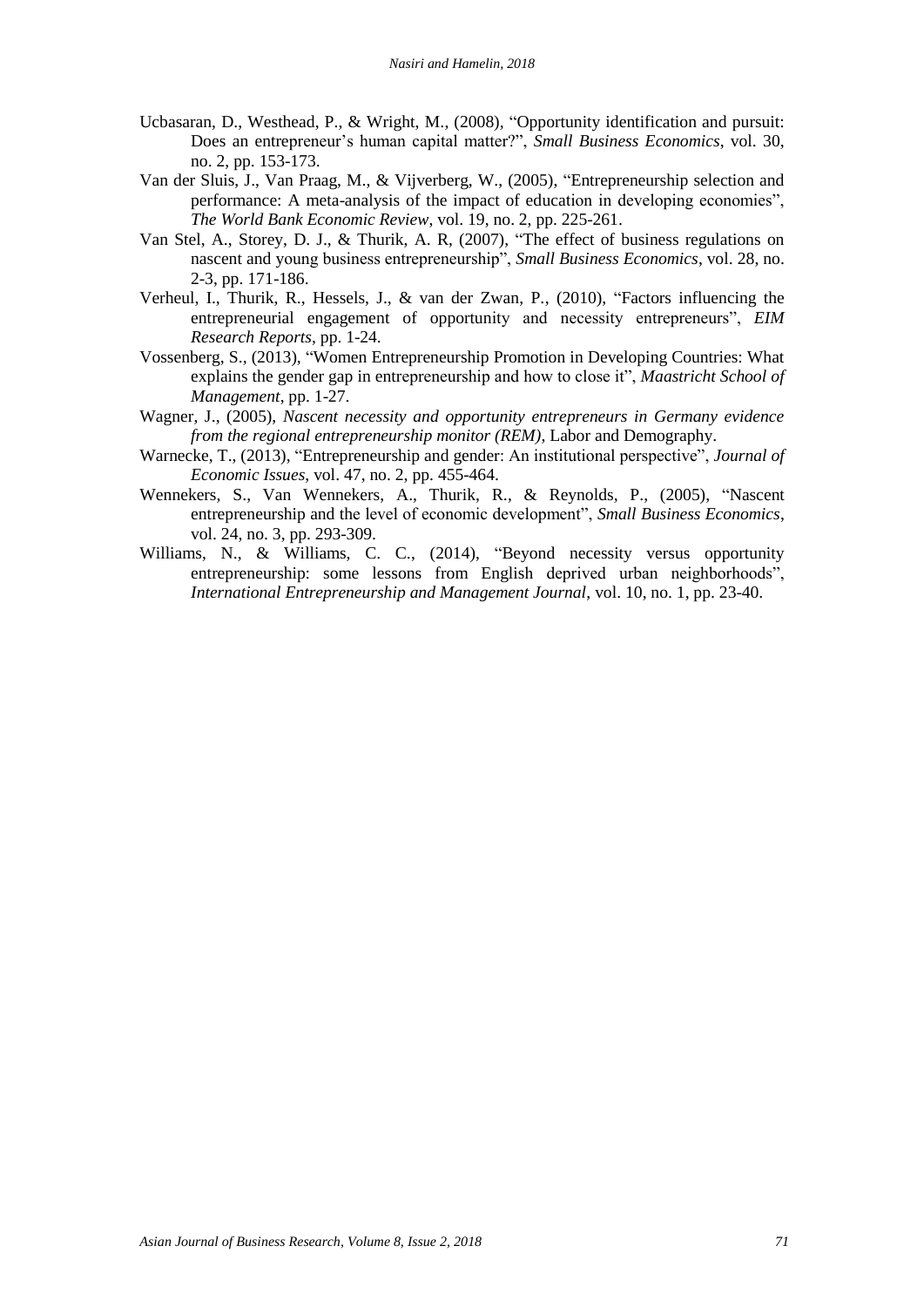Ucbasaran, D., Westhead, P., & Wright, M., (2008), "Opportunity identification and pursuit: Does an entrepreneur's human capital matter?", *Small Business Economics*, vol. 30, no. 2, pp. 153-173.

Van der Sluis, J., Van Praag, M., & Vijverberg, W., (2005), "Entrepreneurship selection and performance: A meta-analysis of the impact of education in developing economies", *The World Bank Economic Review*, vol. 19, no. 2, pp. 225-261.

Van Stel, A., Storey, D. J., & Thurik, A. R, (2007), "The effect of business regulations on nascent and young business entrepreneurship", *Small Business Economics*, vol. 28, no. 2-3, pp. 171-186.

Verheul, I., Thurik, R., Hessels, J., & van der Zwan, P., (2010), "Factors influencing the entrepreneurial engagement of opportunity and necessity entrepreneurs", *EIM Research Reports*, pp. 1-24.

Vossenberg, S., (2013), "Women Entrepreneurship Promotion in Developing Countries: What explains the gender gap in entrepreneurship and how to close it", *Maastricht School of Management*, pp. 1-27.

Wagner, J., (2005), *Nascent necessity and opportunity entrepreneurs in Germany evidence from the regional entrepreneurship monitor (REM)*, Labor and Demography.

Warnecke, T., (2013), "Entrepreneurship and gender: An institutional perspective", *Journal of Economic Issues*, vol. 47, no. 2, pp. 455-464.

Wennekers, S., Van Wennekers, A., Thurik, R., & Reynolds, P., (2005), "Nascent entrepreneurship and the level of economic development", *Small Business Economics*, vol. 24, no. 3, pp. 293-309.

Williams, N., & Williams, C. C., (2014), "Beyond necessity versus opportunity entrepreneurship: some lessons from English deprived urban neighborhoods", *International Entrepreneurship and Management Journal*, vol. 10, no. 1, pp. 23-40.